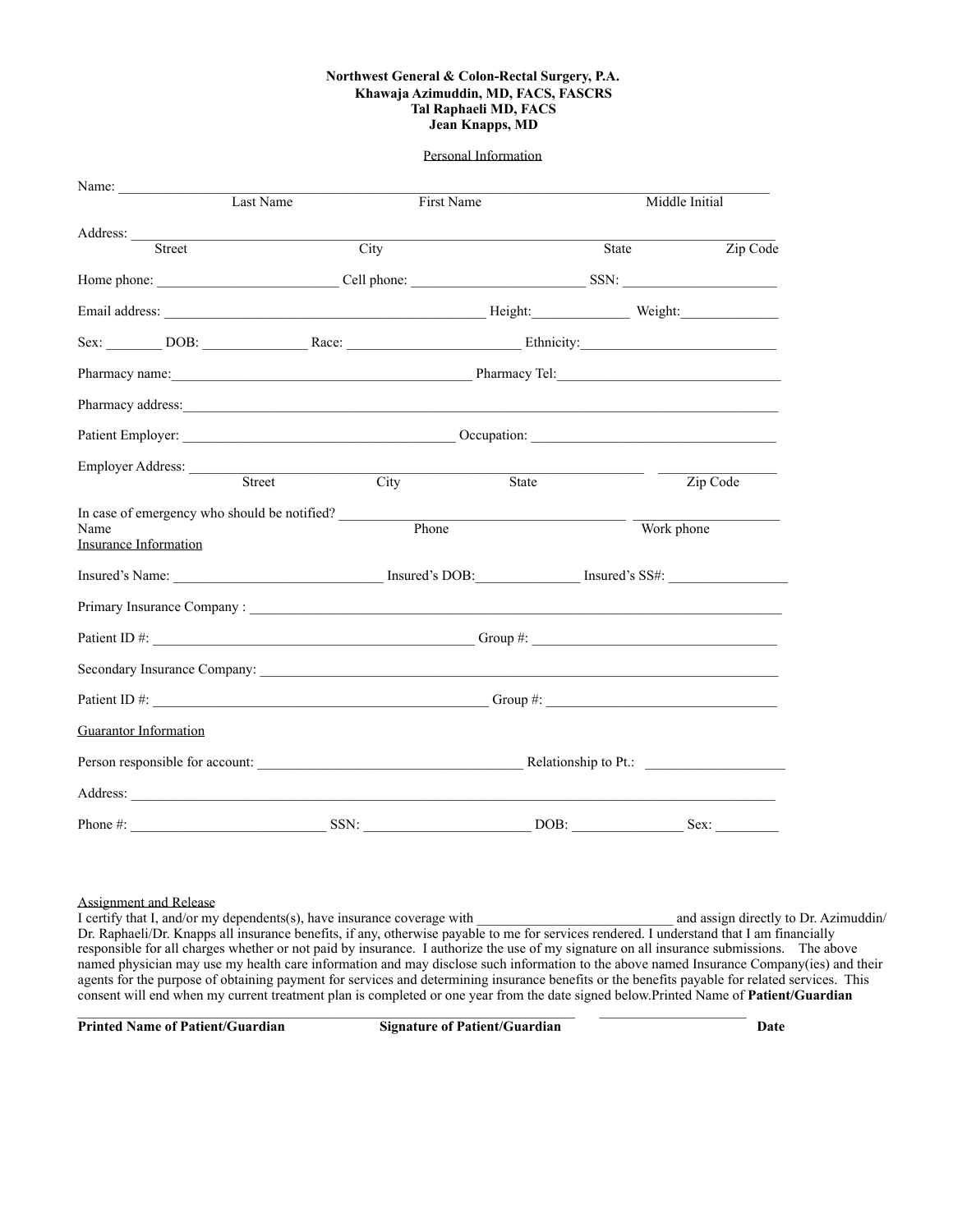**Northwest General & Colon-Rectal Surgery, P.A.**
**Khawaja Azimuddin, MD, FACS, FASCRS**
**Tal Raphaeli MD, FACS**
**Jean Knapps, MD**

Personal Information

Name: ______________________________________________________________
Last Name First Name Middle Initial

Address: ____________________________________________________________
Street City State Zip Code

Home phone: _________________ Cell phone: _________________ SSN: _________________

Email address: _________________________________ Height:__________ Weight:__________

Sex: _______ DOB: ___________ Race: ___________________ Ethnicity:____________________

Pharmacy name:_________________________________ Pharmacy Tel:_______________________

Pharmacy address:________________________________________________________________

Patient Employer: ______________________________ Occupation: __________________________

Employer Address: ______________________________________________ ______________
Street City State Zip Code

In case of emergency who should be notified? ______________________________ ______________
Name Phone Work phone

Insurance Information

Insured's Name: _______________________ Insured's DOB:____________ Insured's SS#: ____________

Primary Insurance Company : ___________________________________________________________

Patient ID #: ____________________________________ Group #: _____________________________

Secondary Insurance Company: __________________________________________________________

Patient ID #: ____________________________________ Group #: _____________________________

Guarantor Information

Person responsible for account: _____________________________ Relationship to Pt.: ______________

Address: ____________________________________________________________________________

Phone #: _____________________ SSN: _________________ DOB: ____________ Sex: _______

Assignment and Release

I certify that I, and/or my dependents(s), have insurance coverage with _____________________ and assign directly to Dr. Azimuddin/ Dr. Raphaeli/Dr. Knapps all insurance benefits, if any, otherwise payable to me for services rendered. I understand that I am financially responsible for all charges whether or not paid by insurance. I authorize the use of my signature on all insurance submissions. The above named physician may use my health care information and may disclose such information to the above named Insurance Company(ies) and their agents for the purpose of obtaining payment for services and determining insurance benefits or the benefits payable for related services. This consent will end when my current treatment plan is completed or one year from the date signed below.Printed Name of **Patient/Guardian**

_____________________________________________________________ ____________________
**Printed Name of Patient/Guardian** **Signature of Patient/Guardian** **Date**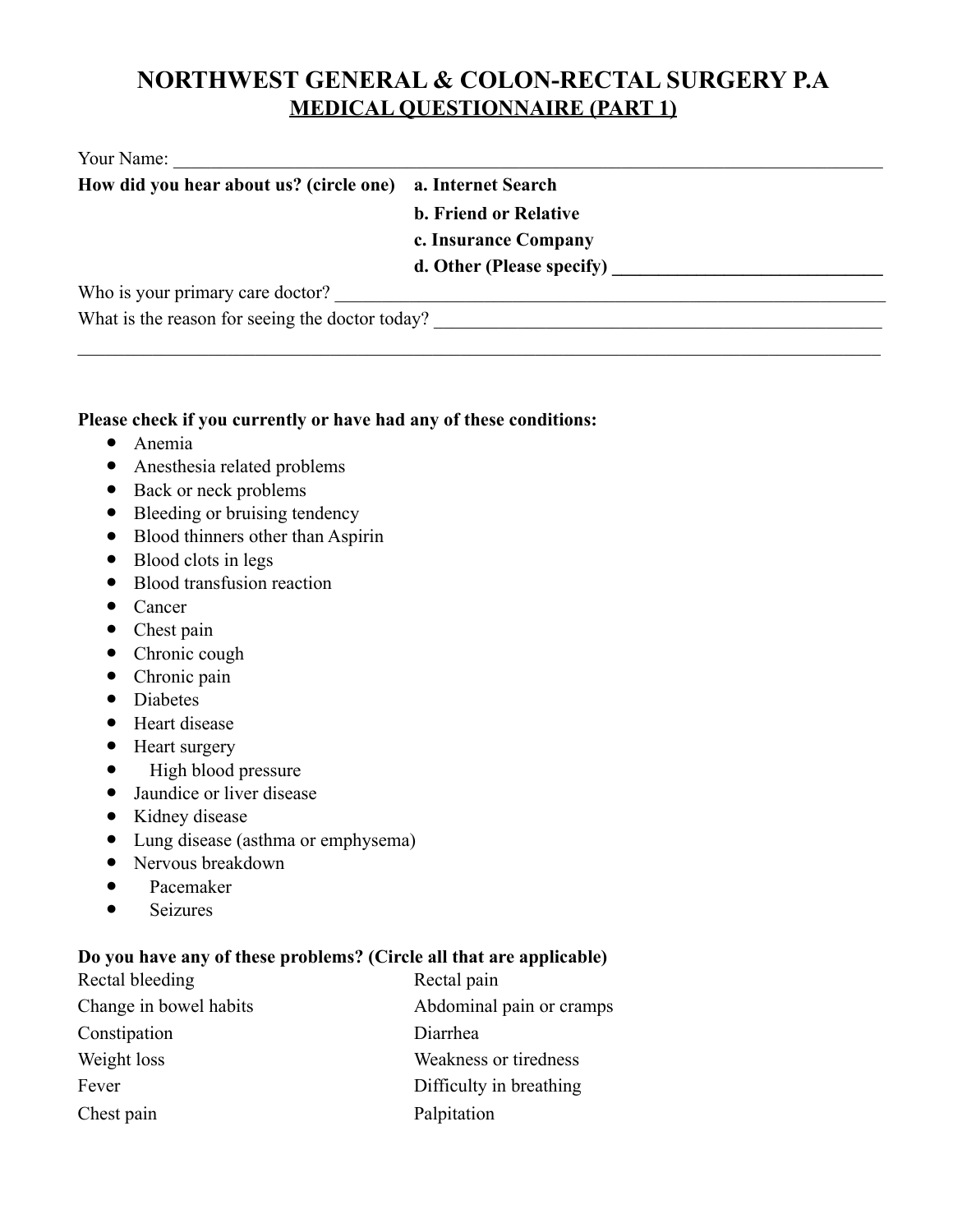# NORTHWEST GENERAL & COLON-RECTAL SURGERY P.A

## MEDICAL QUESTIONNAIRE (PART 1)

Your Name: ______________________________________________________________

**How did you hear about us? (circle one)**

**a. Internet Search**

**b. Friend or Relative**

**c. Insurance Company**

**d. Other (Please specify) ____________________________**

Who is your primary care doctor? ______________________________________________

What is the reason for seeing the doctor today? __________________________________

______________________________________________________________________

**Please check if you currently or have had any of these conditions:**

- Anemia
- Anesthesia related problems
- Back or neck problems
- Bleeding or bruising tendency
- Blood thinners other than Aspirin
- Blood clots in legs
- Blood transfusion reaction
- Cancer
- Chest pain
- Chronic cough
- Chronic pain
- Diabetes
- Heart disease
- Heart surgery
- High blood pressure
- Jaundice or liver disease
- Kidney disease
- Lung disease (asthma or emphysema)
- Nervous breakdown
- Pacemaker
- Seizures

**Do you have any of these problems? (Circle all that are applicable)**

| | |
|---|---|
| Rectal bleeding | Rectal pain |
| Change in bowel habits | Abdominal pain or cramps |
| Constipation | Diarrhea |
| Weight loss | Weakness or tiredness |
| Fever | Difficulty in breathing |
| Chest pain | Palpitation |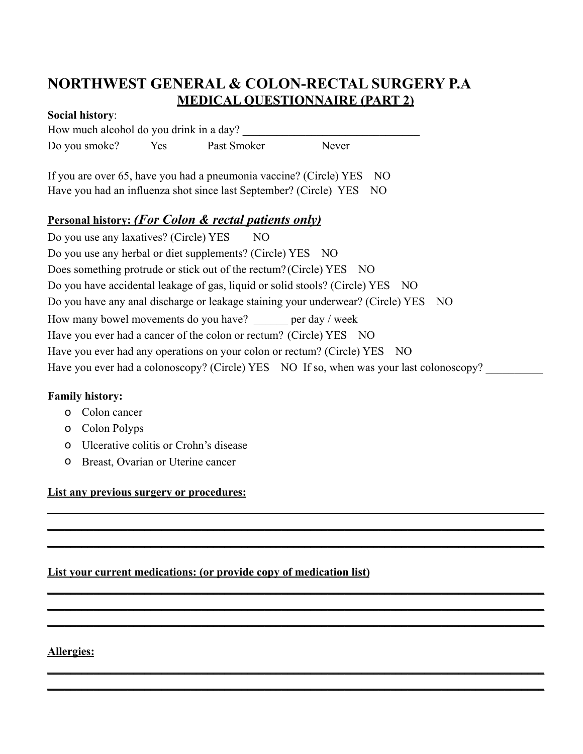# NORTHWEST GENERAL & COLON-RECTAL SURGERY P.A

## MEDICAL QUESTIONNAIRE (PART 2)

**Social history**:

How much alcohol do you drink in a day? ________________________________

Do you smoke? Yes Past Smoker Never

If you are over 65, have you had a pneumonia vaccine? (Circle) YES NO

Have you had an influenza shot since last September? (Circle) YES NO

**Personal history:** ***(For Colon & rectal patients only)***

Do you use any laxatives? (Circle) YES NO

Do you use any herbal or diet supplements? (Circle) YES NO

Does something protrude or stick out of the rectum? (Circle) YES NO

Do you have accidental leakage of gas, liquid or solid stools? (Circle) YES NO

Do you have any anal discharge or leakage staining your underwear? (Circle) YES NO

How many bowel movements do you have? ______ per day / week

Have you ever had a cancer of the colon or rectum? (Circle) YES NO

Have you ever had any operations on your colon or rectum? (Circle) YES NO

Have you ever had a colonoscopy? (Circle) YES NO If so, when was your last colonoscopy? __________

**Family history:**

- Colon cancer
- Colon Polyps
- Ulcerative colitis or Crohn's disease
- Breast, Ovarian or Uterine cancer

**List any previous surgery or procedures:**

______________________________________________________________________________

______________________________________________________________________________

______________________________________________________________________________

**List your current medications: (or provide copy of medication list)**

______________________________________________________________________________

______________________________________________________________________________

______________________________________________________________________________

**Allergies:**

______________________________________________________________________________

______________________________________________________________________________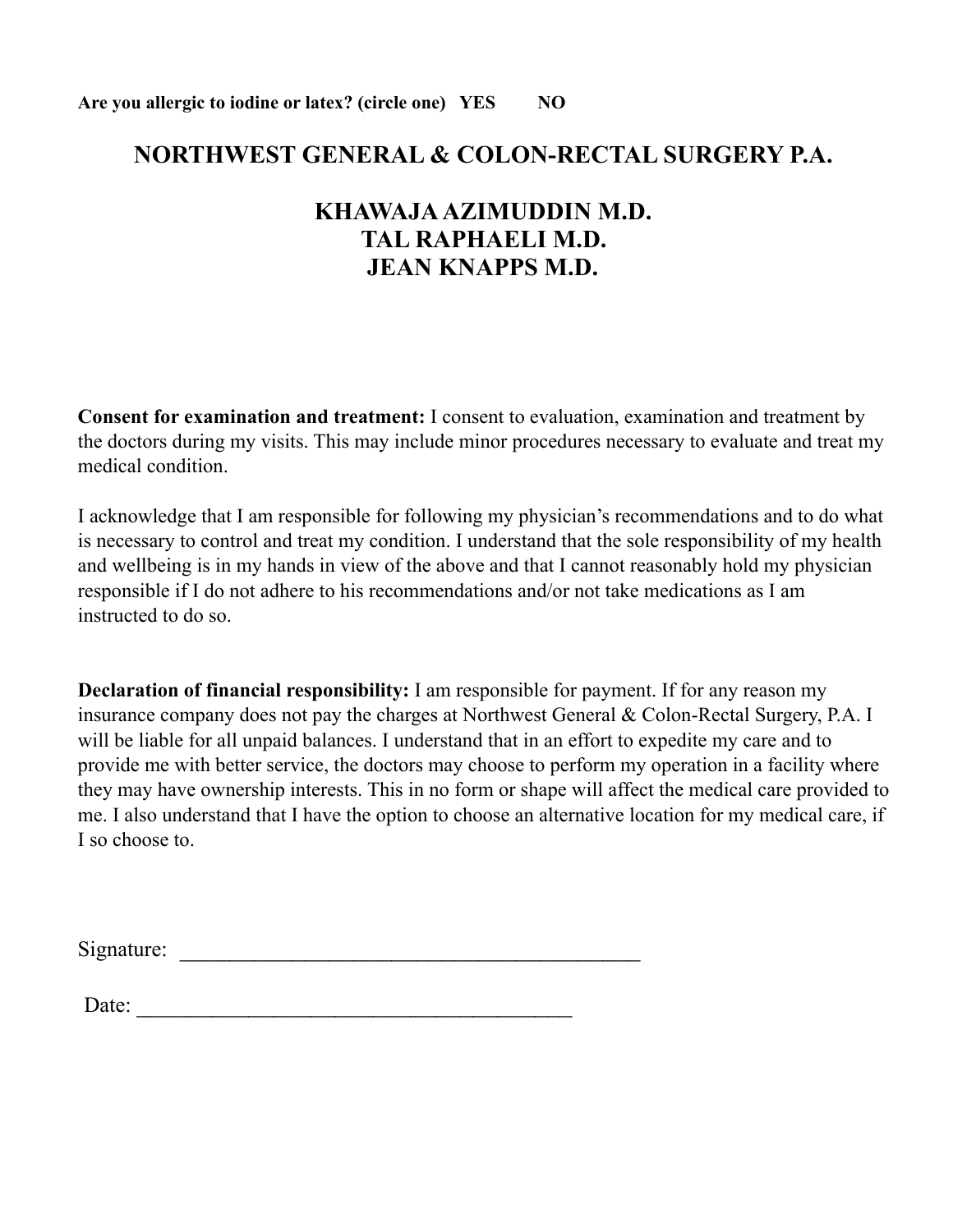**Are you allergic to iodine or latex? (circle one) YES NO**

# NORTHWEST GENERAL & COLON-RECTAL SURGERY P.A.

## KHAWAJA AZIMUDDIN M.D.
## TAL RAPHAELI M.D.
## JEAN KNAPPS M.D.

**Consent for examination and treatment:** I consent to evaluation, examination and treatment by the doctors during my visits. This may include minor procedures necessary to evaluate and treat my medical condition.

I acknowledge that I am responsible for following my physician's recommendations and to do what is necessary to control and treat my condition. I understand that the sole responsibility of my health and wellbeing is in my hands in view of the above and that I cannot reasonably hold my physician responsible if I do not adhere to his recommendations and/or not take medications as I am instructed to do so.

**Declaration of financial responsibility:** I am responsible for payment. If for any reason my insurance company does not pay the charges at Northwest General & Colon-Rectal Surgery, P.A. I will be liable for all unpaid balances. I understand that in an effort to expedite my care and to provide me with better service, the doctors may choose to perform my operation in a facility where they may have ownership interests. This in no form or shape will affect the medical care provided to me. I also understand that I have the option to choose an alternative location for my medical care, if I so choose to.

Signature: ___________________________________________

Date: ________________________________________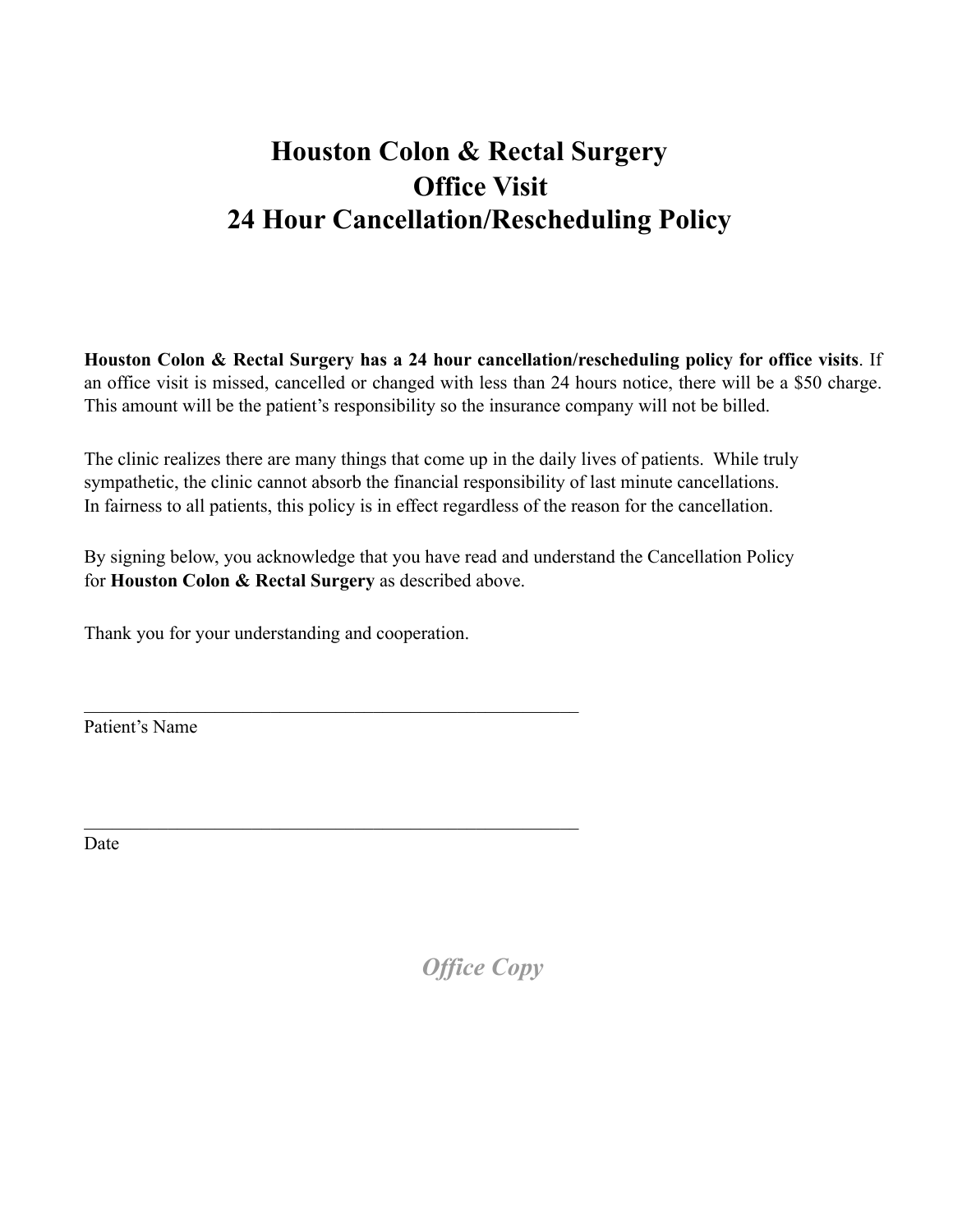# Houston Colon & Rectal Surgery
# Office Visit
# 24 Hour Cancellation/Rescheduling Policy

**Houston Colon & Rectal Surgery has a 24 hour cancellation/rescheduling policy for office visits**. If an office visit is missed, cancelled or changed with less than 24 hours notice, there will be a $50 charge. This amount will be the patient's responsibility so the insurance company will not be billed.

The clinic realizes there are many things that come up in the daily lives of patients. While truly sympathetic, the clinic cannot absorb the financial responsibility of last minute cancellations. In fairness to all patients, this policy is in effect regardless of the reason for the cancellation.

By signing below, you acknowledge that you have read and understand the Cancellation Policy for **Houston Colon & Rectal Surgery** as described above.

Thank you for your understanding and cooperation.

_______________________________________________________

Patient's Name

_______________________________________________________

Date

***Office Copy***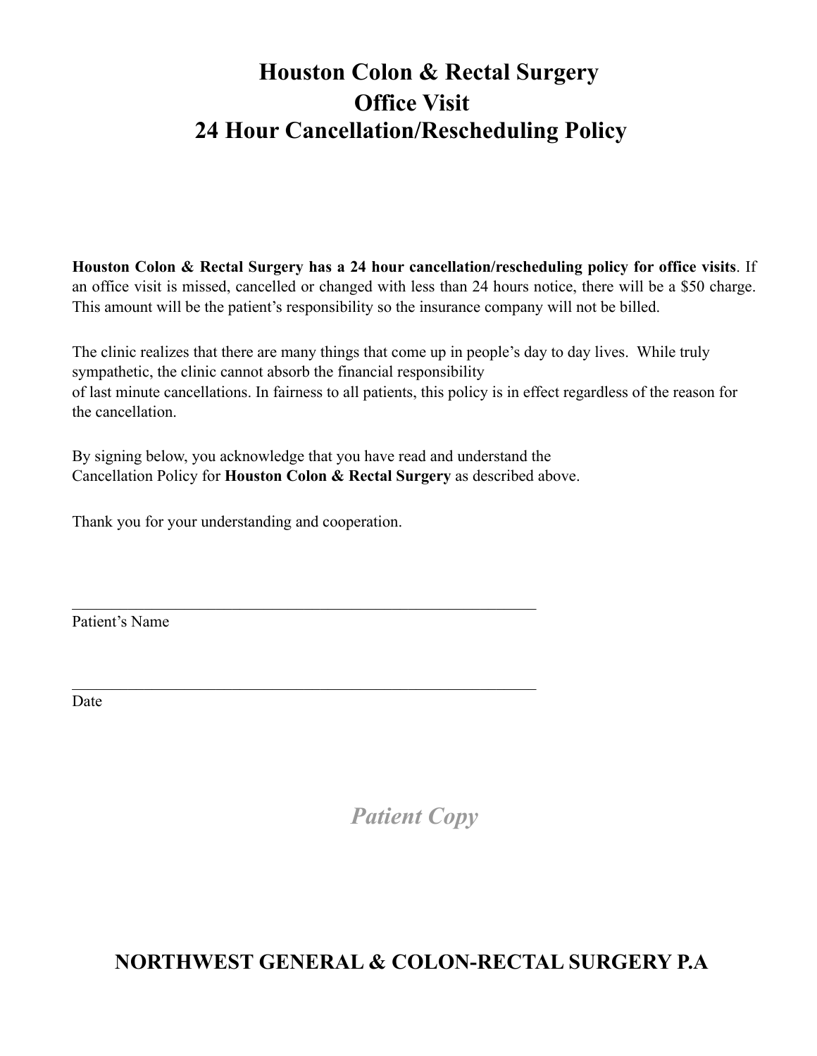# Houston Colon & Rectal Surgery
## Office Visit
## 24 Hour Cancellation/Rescheduling Policy

**Houston Colon & Rectal Surgery has a 24 hour cancellation/rescheduling policy for office visits**. If an office visit is missed, cancelled or changed with less than 24 hours notice, there will be a $50 charge. This amount will be the patient's responsibility so the insurance company will not be billed.

The clinic realizes that there are many things that come up in people's day to day lives. While truly sympathetic, the clinic cannot absorb the financial responsibility of last minute cancellations. In fairness to all patients, this policy is in effect regardless of the reason for the cancellation.

By signing below, you acknowledge that you have read and understand the Cancellation Policy for **Houston Colon & Rectal Surgery** as described above.

Thank you for your understanding and cooperation.

\_\_\_\_\_\_\_\_\_\_\_\_\_\_\_\_\_\_\_\_\_\_\_\_\_\_\_\_\_\_\_\_\_\_\_\_\_\_\_\_\_\_\_\_\_\_\_\_\_\_\_\_\_\_\_\_

Patient's Name

\_\_\_\_\_\_\_\_\_\_\_\_\_\_\_\_\_\_\_\_\_\_\_\_\_\_\_\_\_\_\_\_\_\_\_\_\_\_\_\_\_\_\_\_\_\_\_\_\_\_\_\_\_\_\_\_

Date

***Patient Copy***

**NORTHWEST GENERAL & COLON-RECTAL SURGERY P.A**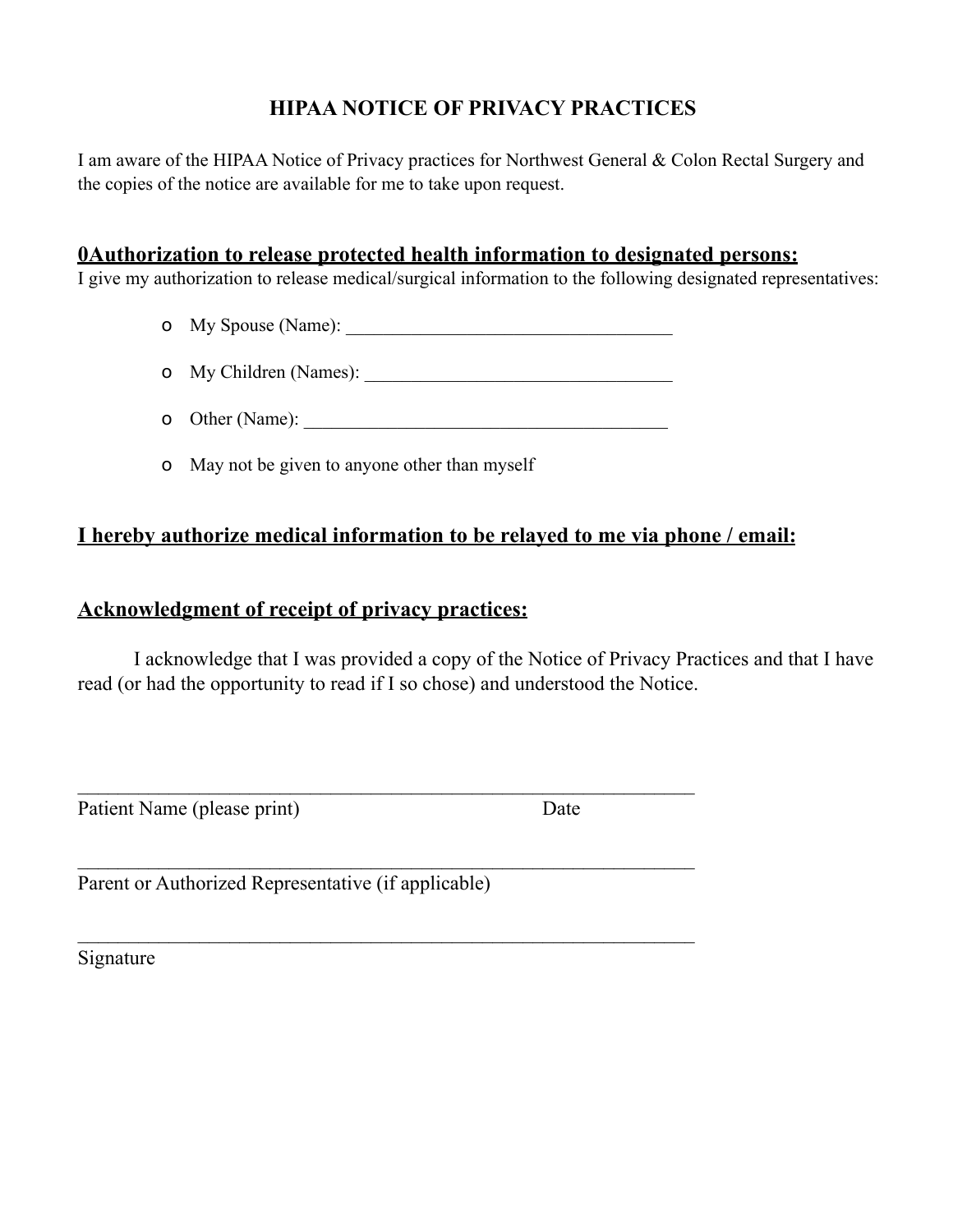# HIPAA NOTICE OF PRIVACY PRACTICES

I am aware of the HIPAA Notice of Privacy practices for Northwest General & Colon Rectal Surgery and the copies of the notice are available for me to take upon request.

## 0Authorization to release protected health information to designated persons:

I give my authorization to release medical/surgical information to the following designated representatives:

- My Spouse (Name): ___________________________________
- My Children (Names): _________________________________
- Other (Name): _______________________________________
- May not be given to anyone other than myself

## I hereby authorize medical information to be relayed to me via phone / email:

## Acknowledgment of receipt of privacy practices:

I acknowledge that I was provided a copy of the Notice of Privacy Practices and that I have read (or had the opportunity to read if I so chose) and understood the Notice.

_________________________________________________________________

Patient Name (please print) Date

_________________________________________________________________

Parent or Authorized Representative (if applicable)

_________________________________________________________________

Signature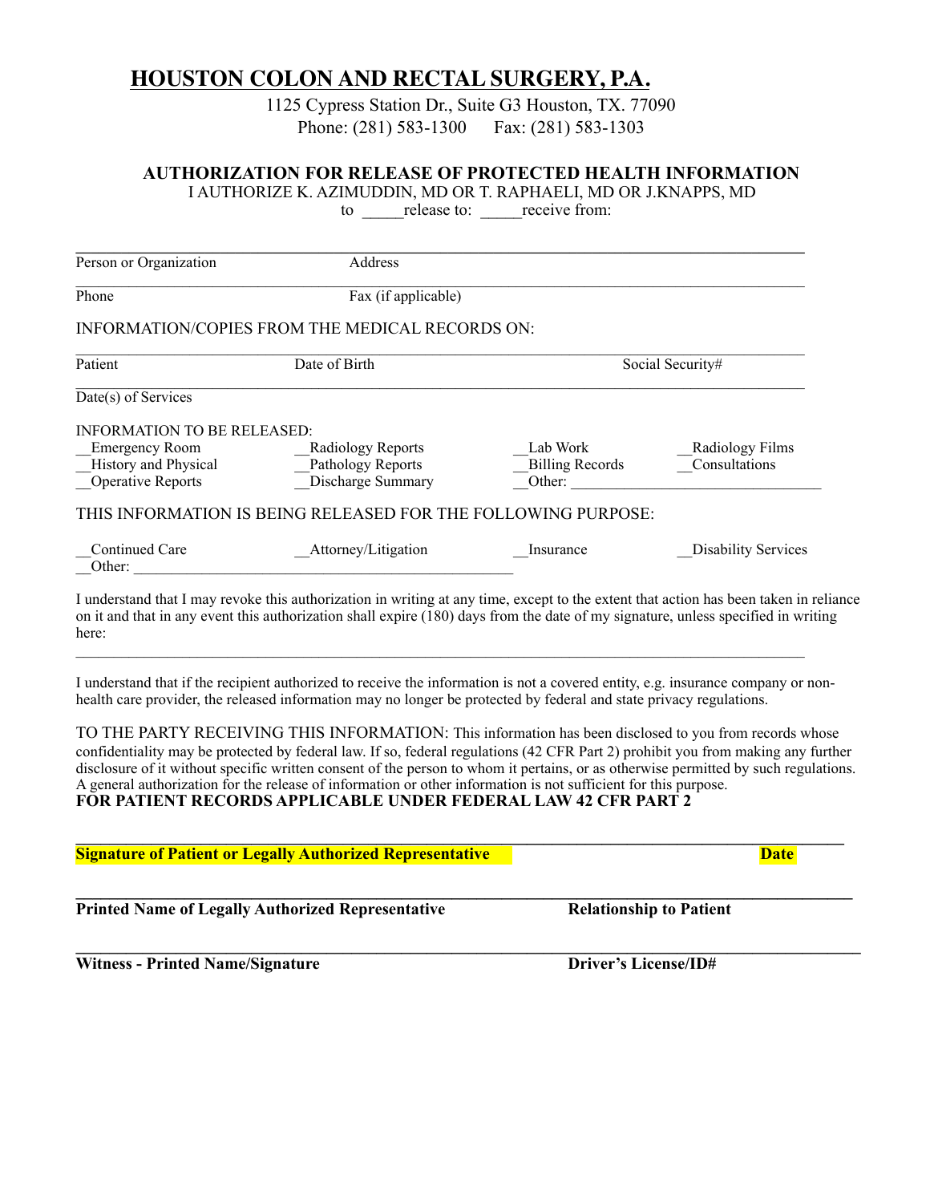# HOUSTON COLON AND RECTAL SURGERY, P.A.

1125 Cypress Station Dr., Suite G3 Houston, TX. 77090
Phone: (281) 583-1300 Fax: (281) 583-1303

## AUTHORIZATION FOR RELEASE OF PROTECTED HEALTH INFORMATION

I AUTHORIZE K. AZIMUDDIN, MD OR T. RAPHAELI, MD OR J.KNAPPS, MD
to _____release to: _____receive from:

______________________________________________________________________________
Person or Organization Address

______________________________________________________________________________
Phone Fax (if applicable)

INFORMATION/COPIES FROM THE MEDICAL RECORDS ON:

______________________________________________________________________________
Patient Date of Birth Social Security#

______________________________________________________________________________
Date(s) of Services

INFORMATION TO BE RELEASED:

| | | | |
|---|---|---|---|
| __Emergency Room | __Radiology Reports | __Lab Work | __Radiology Films |
| __History and Physical | __Pathology Reports | __Billing Records | __Consultations |
| __Operative Reports | __Discharge Summary | __Other: ______________________________ | |

THIS INFORMATION IS BEING RELEASED FOR THE FOLLOWING PURPOSE:

__Continued Care __Attorney/Litigation __Insurance __Disability Services
__Other: _______________________________________________

I understand that I may revoke this authorization in writing at any time, except to the extent that action has been taken in reliance on it and that in any event this authorization shall expire (180) days from the date of my signature, unless specified in writing here:

______________________________________________________________________________

I understand that if the recipient authorized to receive the information is not a covered entity, e.g. insurance company or non-health care provider, the released information may no longer be protected by federal and state privacy regulations.

TO THE PARTY RECEIVING THIS INFORMATION: This information has been disclosed to you from records whose confidentiality may be protected by federal law. If so, federal regulations (42 CFR Part 2) prohibit you from making any further disclosure of it without specific written consent of the person to whom it pertains, or as otherwise permitted by such regulations. A general authorization for the release of information or other information is not sufficient for this purpose.
**FOR PATIENT RECORDS APPLICABLE UNDER FEDERAL LAW 42 CFR PART 2**

______________________________________________________________________________
**Signature of Patient or Legally Authorized Representative** **Date**

______________________________________________________________________________
**Printed Name of Legally Authorized Representative** **Relationship to Patient**

______________________________________________________________________________
**Witness - Printed Name/Signature** **Driver's License/ID#**